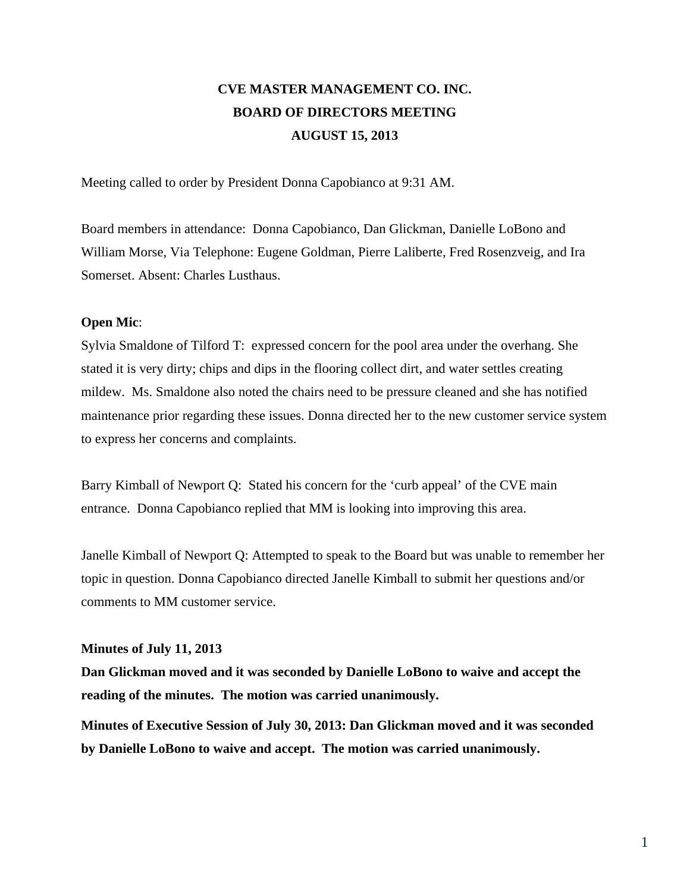# CVE MASTER MANAGEMENT CO. INC.
# BOARD OF DIRECTORS MEETING
# AUGUST 15, 2013

Meeting called to order by President Donna Capobianco at 9:31 AM.

Board members in attendance: Donna Capobianco, Dan Glickman, Danielle LoBono and William Morse, Via Telephone: Eugene Goldman, Pierre Laliberte, Fred Rosenzveig, and Ira Somerset. Absent: Charles Lusthaus.

**Open Mic**:

Sylvia Smaldone of Tilford T: expressed concern for the pool area under the overhang. She stated it is very dirty; chips and dips in the flooring collect dirt, and water settles creating mildew. Ms. Smaldone also noted the chairs need to be pressure cleaned and she has notified maintenance prior regarding these issues. Donna directed her to the new customer service system to express her concerns and complaints.

Barry Kimball of Newport Q: Stated his concern for the 'curb appeal' of the CVE main entrance. Donna Capobianco replied that MM is looking into improving this area.

Janelle Kimball of Newport Q: Attempted to speak to the Board but was unable to remember her topic in question. Donna Capobianco directed Janelle Kimball to submit her questions and/or comments to MM customer service.

**Minutes of July 11, 2013**

**Dan Glickman moved and it was seconded by Danielle LoBono to waive and accept the reading of the minutes. The motion was carried unanimously.**

**Minutes of Executive Session of July 30, 2013: Dan Glickman moved and it was seconded by Danielle LoBono to waive and accept. The motion was carried unanimously.**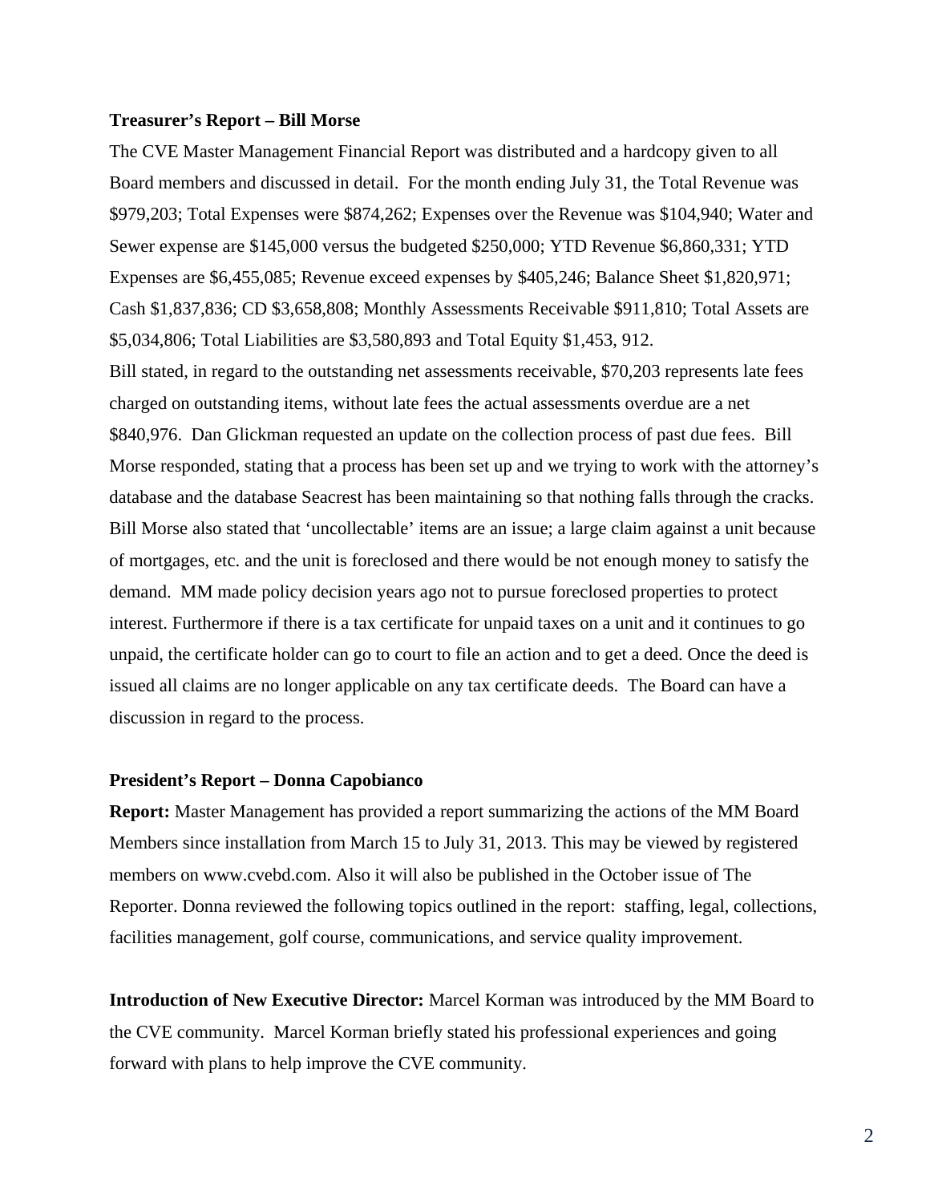**Treasurer's Report – Bill Morse**

The CVE Master Management Financial Report was distributed and a hardcopy given to all Board members and discussed in detail. For the month ending July 31, the Total Revenue was $979,203; Total Expenses were $874,262; Expenses over the Revenue was $104,940; Water and Sewer expense are $145,000 versus the budgeted $250,000; YTD Revenue $6,860,331; YTD Expenses are $6,455,085; Revenue exceed expenses by $405,246; Balance Sheet $1,820,971; Cash $1,837,836; CD $3,658,808; Monthly Assessments Receivable $911,810; Total Assets are $5,034,806; Total Liabilities are $3,580,893 and Total Equity $1,453, 912.

Bill stated, in regard to the outstanding net assessments receivable, $70,203 represents late fees charged on outstanding items, without late fees the actual assessments overdue are a net $840,976. Dan Glickman requested an update on the collection process of past due fees. Bill Morse responded, stating that a process has been set up and we trying to work with the attorney's database and the database Seacrest has been maintaining so that nothing falls through the cracks. Bill Morse also stated that 'uncollectable' items are an issue; a large claim against a unit because of mortgages, etc. and the unit is foreclosed and there would be not enough money to satisfy the demand. MM made policy decision years ago not to pursue foreclosed properties to protect interest. Furthermore if there is a tax certificate for unpaid taxes on a unit and it continues to go unpaid, the certificate holder can go to court to file an action and to get a deed. Once the deed is issued all claims are no longer applicable on any tax certificate deeds. The Board can have a discussion in regard to the process.

**President's Report – Donna Capobianco**

**Report:** Master Management has provided a report summarizing the actions of the MM Board Members since installation from March 15 to July 31, 2013. This may be viewed by registered members on www.cvebd.com. Also it will also be published in the October issue of The Reporter. Donna reviewed the following topics outlined in the report: staffing, legal, collections, facilities management, golf course, communications, and service quality improvement.

**Introduction of New Executive Director:** Marcel Korman was introduced by the MM Board to the CVE community. Marcel Korman briefly stated his professional experiences and going forward with plans to help improve the CVE community.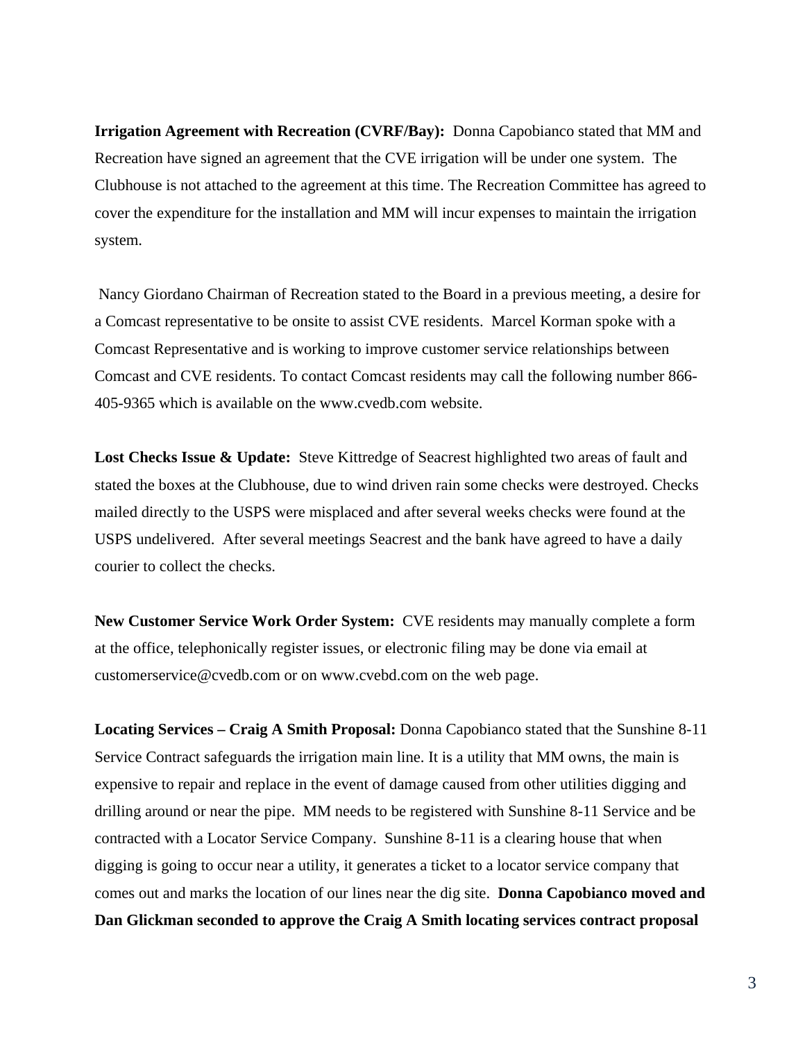**Irrigation Agreement with Recreation (CVRF/Bay):** Donna Capobianco stated that MM and Recreation have signed an agreement that the CVE irrigation will be under one system. The Clubhouse is not attached to the agreement at this time. The Recreation Committee has agreed to cover the expenditure for the installation and MM will incur expenses to maintain the irrigation system.

Nancy Giordano Chairman of Recreation stated to the Board in a previous meeting, a desire for a Comcast representative to be onsite to assist CVE residents. Marcel Korman spoke with a Comcast Representative and is working to improve customer service relationships between Comcast and CVE residents. To contact Comcast residents may call the following number 866-405-9365 which is available on the www.cvedb.com website.

**Lost Checks Issue & Update:** Steve Kittredge of Seacrest highlighted two areas of fault and stated the boxes at the Clubhouse, due to wind driven rain some checks were destroyed. Checks mailed directly to the USPS were misplaced and after several weeks checks were found at the USPS undelivered. After several meetings Seacrest and the bank have agreed to have a daily courier to collect the checks.

**New Customer Service Work Order System:** CVE residents may manually complete a form at the office, telephonically register issues, or electronic filing may be done via email at customerservice@cvedb.com or on www.cvebd.com on the web page.

**Locating Services – Craig A Smith Proposal:** Donna Capobianco stated that the Sunshine 8-11 Service Contract safeguards the irrigation main line. It is a utility that MM owns, the main is expensive to repair and replace in the event of damage caused from other utilities digging and drilling around or near the pipe. MM needs to be registered with Sunshine 8-11 Service and be contracted with a Locator Service Company. Sunshine 8-11 is a clearing house that when digging is going to occur near a utility, it generates a ticket to a locator service company that comes out and marks the location of our lines near the dig site. **Donna Capobianco moved and Dan Glickman seconded to approve the Craig A Smith locating services contract proposal**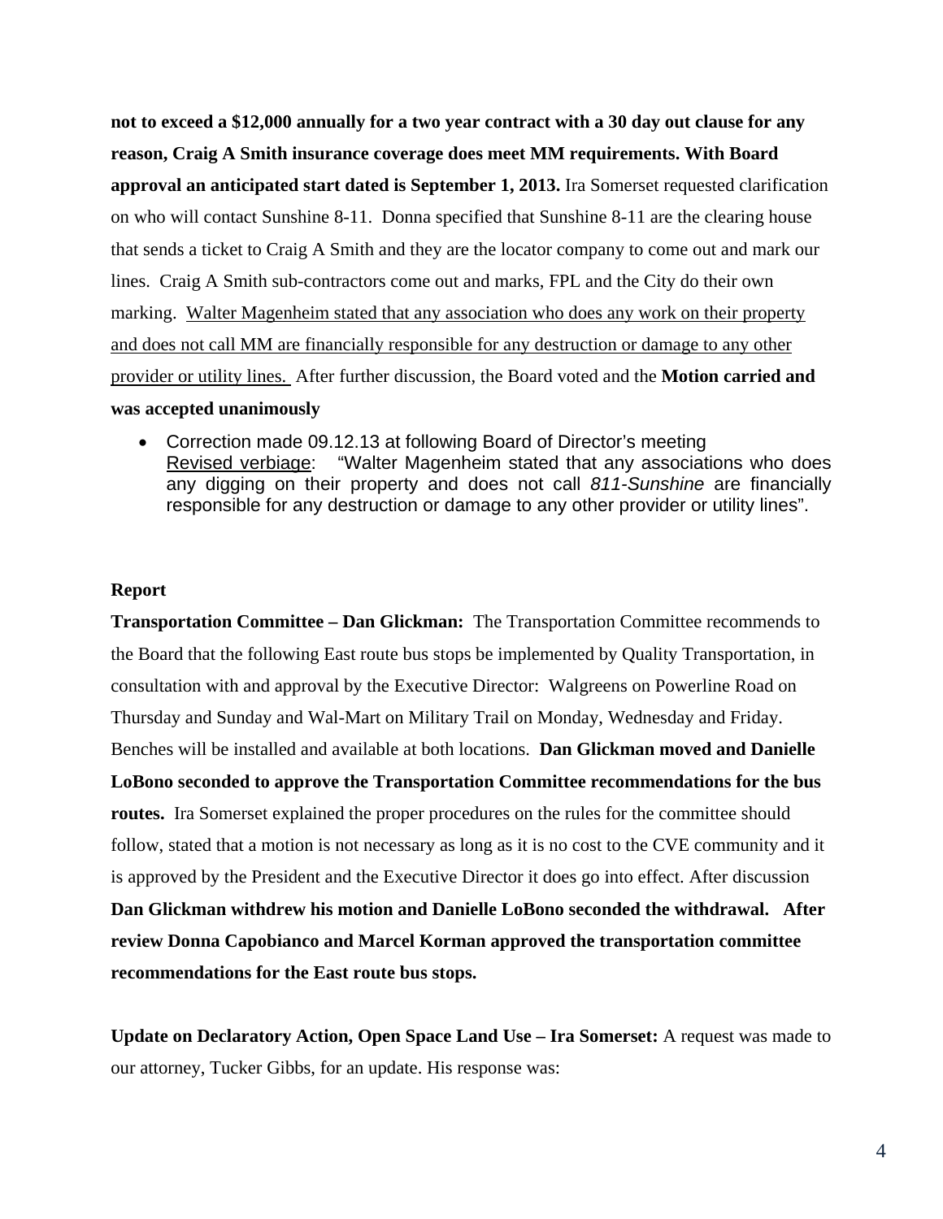**not to exceed a $12,000 annually for a two year contract with a 30 day out clause for any reason, Craig A Smith insurance coverage does meet MM requirements. With Board approval an anticipated start dated is September 1, 2013.** Ira Somerset requested clarification on who will contact Sunshine 8-11. Donna specified that Sunshine 8-11 are the clearing house that sends a ticket to Craig A Smith and they are the locator company to come out and mark our lines. Craig A Smith sub-contractors come out and marks, FPL and the City do their own marking. <u>Walter Magenheim stated that any association who does any work on their property and does not call MM are financially responsible for any destruction or damage to any other provider or utility lines.</u> After further discussion, the Board voted and the **Motion carried and was accepted unanimously**

- Correction made 09.12.13 at following Board of Director's meeting <u>Revised verbiage</u>: "Walter Magenheim stated that any associations who does any digging on their property and does not call *811-Sunshine* are financially responsible for any destruction or damage to any other provider or utility lines".

**Report**

**Transportation Committee – Dan Glickman:** The Transportation Committee recommends to the Board that the following East route bus stops be implemented by Quality Transportation, in consultation with and approval by the Executive Director: Walgreens on Powerline Road on Thursday and Sunday and Wal-Mart on Military Trail on Monday, Wednesday and Friday. Benches will be installed and available at both locations. **Dan Glickman moved and Danielle LoBono seconded to approve the Transportation Committee recommendations for the bus routes.** Ira Somerset explained the proper procedures on the rules for the committee should follow, stated that a motion is not necessary as long as it is no cost to the CVE community and it is approved by the President and the Executive Director it does go into effect. After discussion **Dan Glickman withdrew his motion and Danielle LoBono seconded the withdrawal. After review Donna Capobianco and Marcel Korman approved the transportation committee recommendations for the East route bus stops.**

**Update on Declaratory Action, Open Space Land Use – Ira Somerset:** A request was made to our attorney, Tucker Gibbs, for an update. His response was: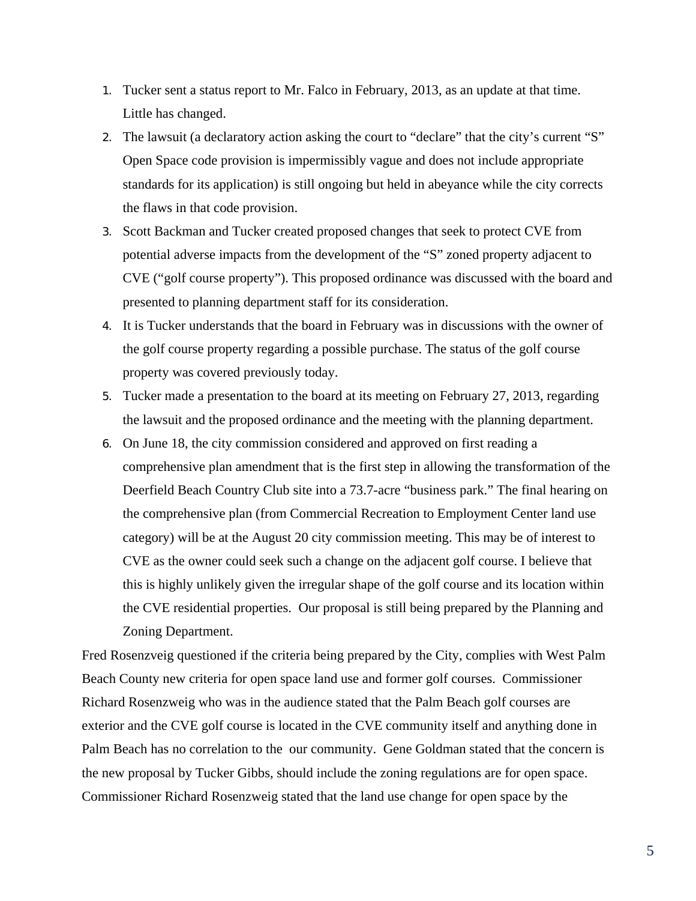1. Tucker sent a status report to Mr. Falco in February, 2013, as an update at that time. Little has changed.
2. The lawsuit (a declaratory action asking the court to "declare" that the city's current "S" Open Space code provision is impermissibly vague and does not include appropriate standards for its application) is still ongoing but held in abeyance while the city corrects the flaws in that code provision.
3. Scott Backman and Tucker created proposed changes that seek to protect CVE from potential adverse impacts from the development of the "S" zoned property adjacent to CVE ("golf course property"). This proposed ordinance was discussed with the board and presented to planning department staff for its consideration.
4. It is Tucker understands that the board in February was in discussions with the owner of the golf course property regarding a possible purchase. The status of the golf course property was covered previously today.
5. Tucker made a presentation to the board at its meeting on February 27, 2013, regarding the lawsuit and the proposed ordinance and the meeting with the planning department.
6. On June 18, the city commission considered and approved on first reading a comprehensive plan amendment that is the first step in allowing the transformation of the Deerfield Beach Country Club site into a 73.7-acre "business park." The final hearing on the comprehensive plan (from Commercial Recreation to Employment Center land use category) will be at the August 20 city commission meeting. This may be of interest to CVE as the owner could seek such a change on the adjacent golf course. I believe that this is highly unlikely given the irregular shape of the golf course and its location within the CVE residential properties. Our proposal is still being prepared by the Planning and Zoning Department.

Fred Rosenzveig questioned if the criteria being prepared by the City, complies with West Palm Beach County new criteria for open space land use and former golf courses. Commissioner Richard Rosenzweig who was in the audience stated that the Palm Beach golf courses are exterior and the CVE golf course is located in the CVE community itself and anything done in Palm Beach has no correlation to the our community. Gene Goldman stated that the concern is the new proposal by Tucker Gibbs, should include the zoning regulations are for open space. Commissioner Richard Rosenzweig stated that the land use change for open space by the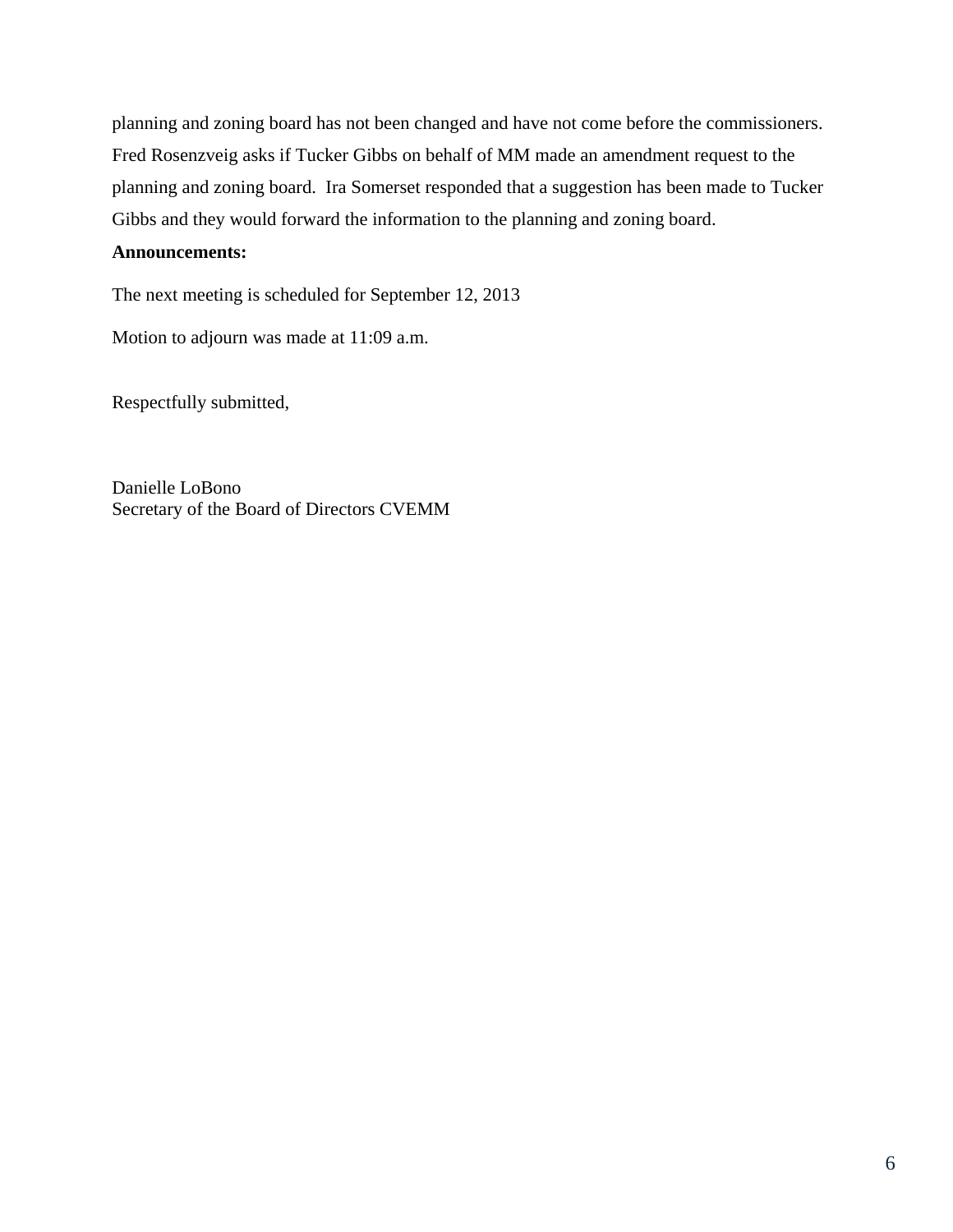planning and zoning board has not been changed and have not come before the commissioners. Fred Rosenzveig asks if Tucker Gibbs on behalf of MM made an amendment request to the planning and zoning board. Ira Somerset responded that a suggestion has been made to Tucker Gibbs and they would forward the information to the planning and zoning board.

**Announcements:**

The next meeting is scheduled for September 12, 2013

Motion to adjourn was made at 11:09 a.m.

Respectfully submitted,

Danielle LoBono
Secretary of the Board of Directors CVEMM